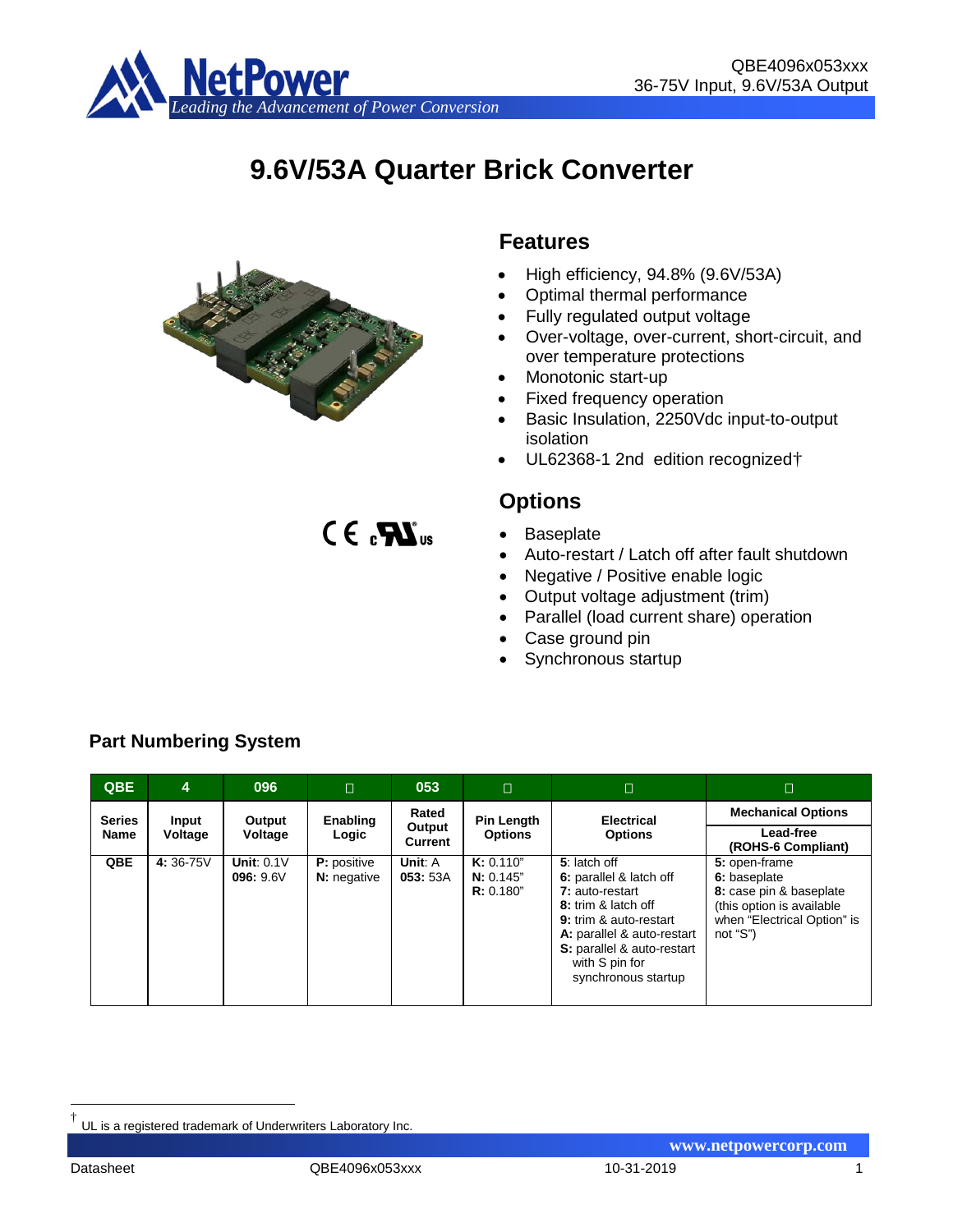# 9.6V/53A Quarter Brick Converter

## Features

- High efficiency, 94.8% (9.6V/53A)
- Optimal thermal performance
- Fully regulated output voltage
- Over-voltage, over-current, short-circuit, and over temperature protections
- Monotonic start-up
- Fixed frequency operation
- Basic Insulation, 2250Vdc input-to-output isolation
- UL62368-1 2nd edition recognized†

## Options

- Baseplate
- Auto-restart / Latch off after fault shutdown
- Negative / Positive enable logic
- Output voltage adjustment (trim)
- Parallel (load current share) operation
- Case ground pin
- Synchronous startup

## Part Numbering System

| QBE | 4 | 096 | □ | 053 | □ | □ | □ |
|---|---|---|---|---|---|---|---|
| Series Name | Input Voltage | Output Voltage | Enabling Logic | Rated Output Current | Pin Length Options | Electrical Options | Mechanical Options Lead-free (ROHS-6 Compliant) |
| QBE | **4:** 36-75V | **Unit:** 0.1V<br>**096:** 9.6V | **P:** positive<br>**N:** negative | **Unit:** A<br>**053:** 53A | **K:** 0.110"<br>**N:** 0.145"<br>**R:** 0.180" | **5**: latch off<br>**6:** parallel & latch off<br>**7:** auto-restart<br>**8:** trim & latch off<br>**9:** trim & auto-restart<br>**A:** parallel & auto-restart<br>**S:** parallel & auto-restart with S pin for synchronous startup | **5:** open-frame<br>**6:** baseplate<br>**8:** case pin & baseplate (this option is available when "Electrical Option" is not "S") |

† UL is a registered trademark of Underwriters Laboratory Inc.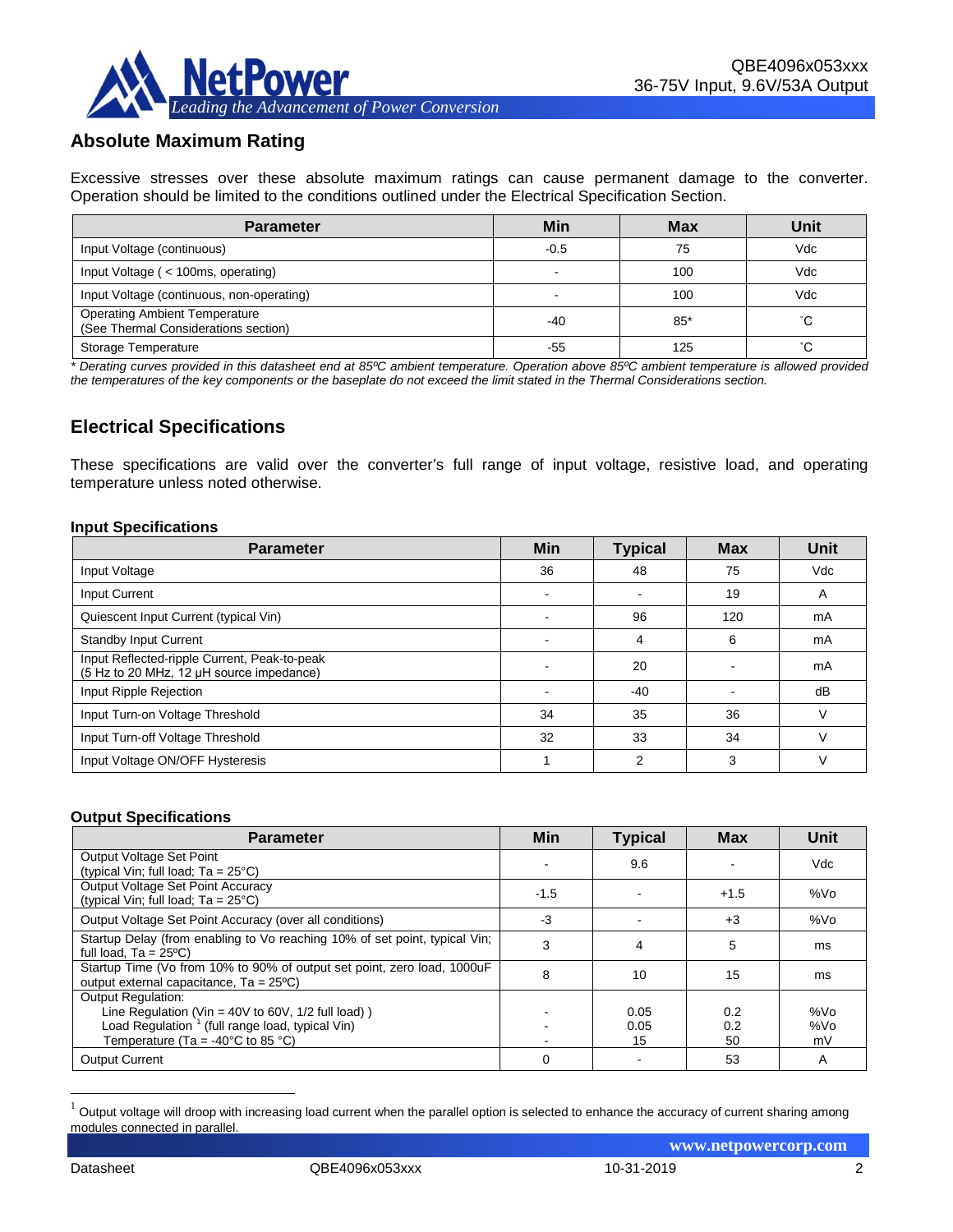## Absolute Maximum Rating

Excessive stresses over these absolute maximum ratings can cause permanent damage to the converter. Operation should be limited to the conditions outlined under the Electrical Specification Section.

| Parameter | Min | Max | Unit |
|---|---|---|---|
| Input Voltage (continuous) | -0.5 | 75 | Vdc |
| Input Voltage ( < 100ms, operating) | - | 100 | Vdc |
| Input Voltage (continuous, non-operating) | - | 100 | Vdc |
| Operating Ambient Temperature (See Thermal Considerations section) | -40 | 85* | ˚C |
| Storage Temperature | -55 | 125 | ˚C |

*\* Derating curves provided in this datasheet end at 85ºC ambient temperature. Operation above 85ºC ambient temperature is allowed provided the temperatures of the key components or the baseplate do not exceed the limit stated in the Thermal Considerations section.*

## Electrical Specifications

These specifications are valid over the converter's full range of input voltage, resistive load, and operating temperature unless noted otherwise.

### Input Specifications

| Parameter | Min | Typical | Max | Unit |
|---|---|---|---|---|
| Input Voltage | 36 | 48 | 75 | Vdc |
| Input Current | - | - | 19 | A |
| Quiescent Input Current (typical Vin) | - | 96 | 120 | mA |
| Standby Input Current | - | 4 | 6 | mA |
| Input Reflected-ripple Current, Peak-to-peak (5 Hz to 20 MHz, 12 µH source impedance) | - | 20 | - | mA |
| Input Ripple Rejection | - | -40 | - | dB |
| Input Turn-on Voltage Threshold | 34 | 35 | 36 | V |
| Input Turn-off Voltage Threshold | 32 | 33 | 34 | V |
| Input Voltage ON/OFF Hysteresis | 1 | 2 | 3 | V |

### Output Specifications

| Parameter | Min | Typical | Max | Unit |
|---|---|---|---|---|
| Output Voltage Set Point (typical Vin; full load; Ta = 25°C) | - | 9.6 | - | Vdc |
| Output Voltage Set Point Accuracy (typical Vin; full load; Ta = 25°C) | -1.5 | - | +1.5 | %Vo |
| Output Voltage Set Point Accuracy (over all conditions) | -3 | - | +3 | %Vo |
| Startup Delay (from enabling to Vo reaching 10% of set point, typical Vin; full load, Ta = 25ºC) | 3 | 4 | 5 | ms |
| Startup Time (Vo from 10% to 90% of output set point, zero load, 1000uF output external capacitance, Ta = 25ºC) | 8 | 10 | 15 | ms |
| Output Regulation:<br>Line Regulation (Vin = 40V to 60V, 1/2 full load) )<br>Load Regulation [1] (full range load, typical Vin)<br>Temperature (Ta = -40°C to 85 °C) | <br>-<br>-<br>- | <br>0.05<br>0.05<br>15 | <br>0.2<br>0.2<br>50 | <br>%Vo<br>%Vo<br>mV |
| Output Current | 0 | - | 53 | A |

[1] Output voltage will droop with increasing load current when the parallel option is selected to enhance the accuracy of current sharing among modules connected in parallel.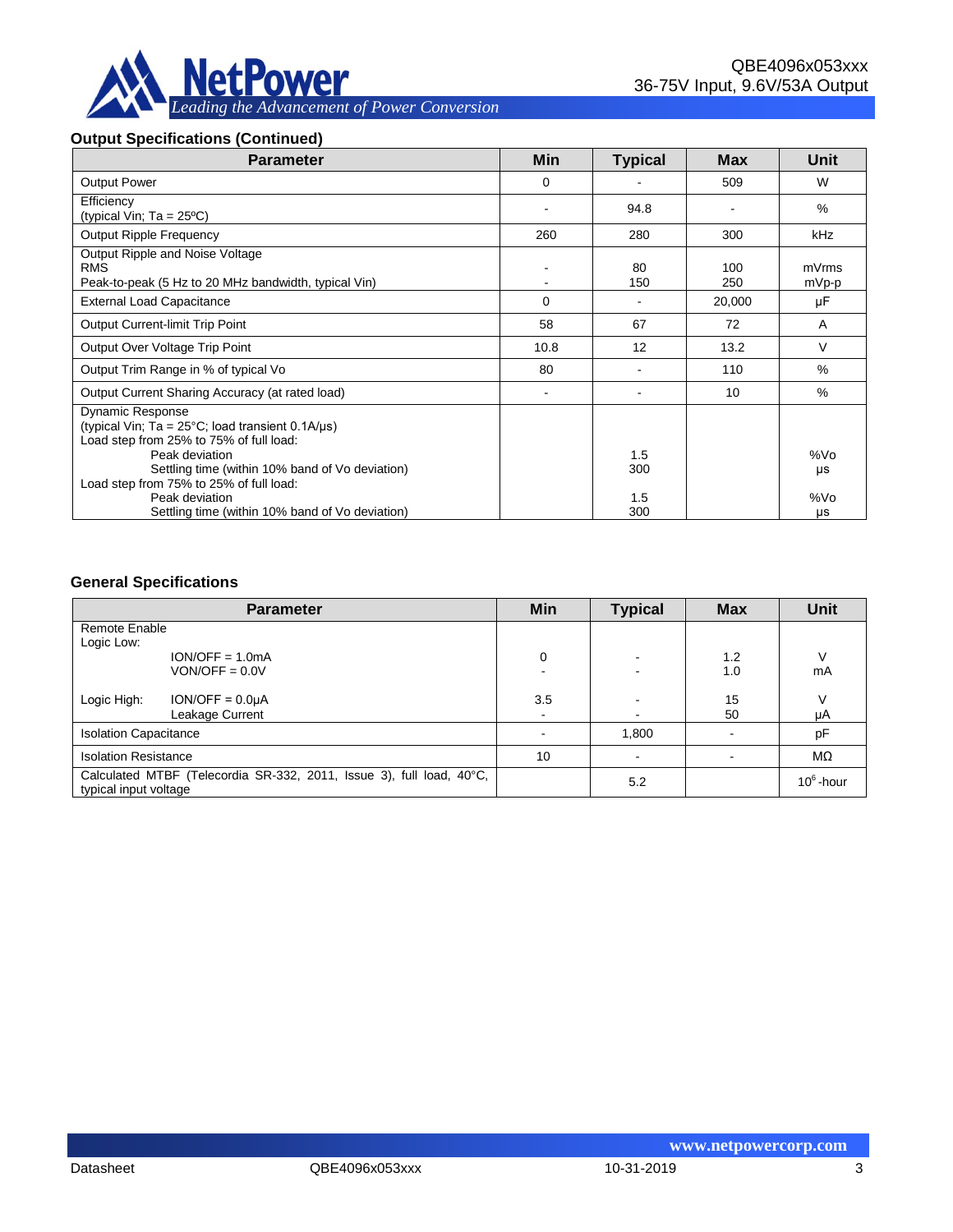### Output Specifications (Continued)

| Parameter | Min | Typical | Max | Unit |
|---|---|---|---|---|
| Output Power | 0 | - | 509 | W |
| Efficiency (typical Vin; Ta = 25ºC) | - | 94.8 | - | % |
| Output Ripple Frequency | 260 | 280 | 300 | kHz |
| Output Ripple and Noise Voltage<br>RMS<br>Peak-to-peak (5 Hz to 20 MHz bandwidth, typical Vin) | <br>-<br>- | <br>80<br>150 | <br>100<br>250 | <br>mVrms<br>mVp-p |
| External Load Capacitance | 0 | - | 20,000 | µF |
| Output Current-limit Trip Point | 58 | 67 | 72 | A |
| Output Over Voltage Trip Point | 10.8 | 12 | 13.2 | V |
| Output Trim Range in % of typical Vo | 80 | - | 110 | % |
| Output Current Sharing Accuracy (at rated load) | - | - | 10 | % |
| Dynamic Response<br>(typical Vin; Ta = 25°C; load transient 0.1A/µs)<br>Load step from 25% to 75% of full load:<br>Peak deviation<br>Settling time (within 10% band of Vo deviation)<br>Load step from 75% to 25% of full load:<br>Peak deviation<br>Settling time (within 10% band of Vo deviation) | | <br><br><br>1.5<br>300<br><br>1.5<br>300 | | <br><br><br>%Vo<br>µs<br><br>%Vo<br>µs |

### General Specifications

| Parameter | Min | Typical | Max | Unit |
|---|---|---|---|---|
| Remote Enable<br>Logic Low:<br>ION/OFF = 1.0mA<br>VON/OFF = 0.0V<br><br>Logic High: ION/OFF = 0.0µA<br>Leakage Current | <br><br>0<br>-<br><br>3.5<br>- | <br><br>-<br>-<br><br>-<br>- | <br><br>1.2<br>1.0<br><br>15<br>50 | <br><br>V<br>mA<br><br>V<br>µA |
| Isolation Capacitance | - | 1,800 | - | pF |
| Isolation Resistance | 10 | - | - | MΩ |
| Calculated MTBF (Telecordia SR-332, 2011, Issue 3), full load, 40°C, typical input voltage | | 5.2 | | $10^6$-hour |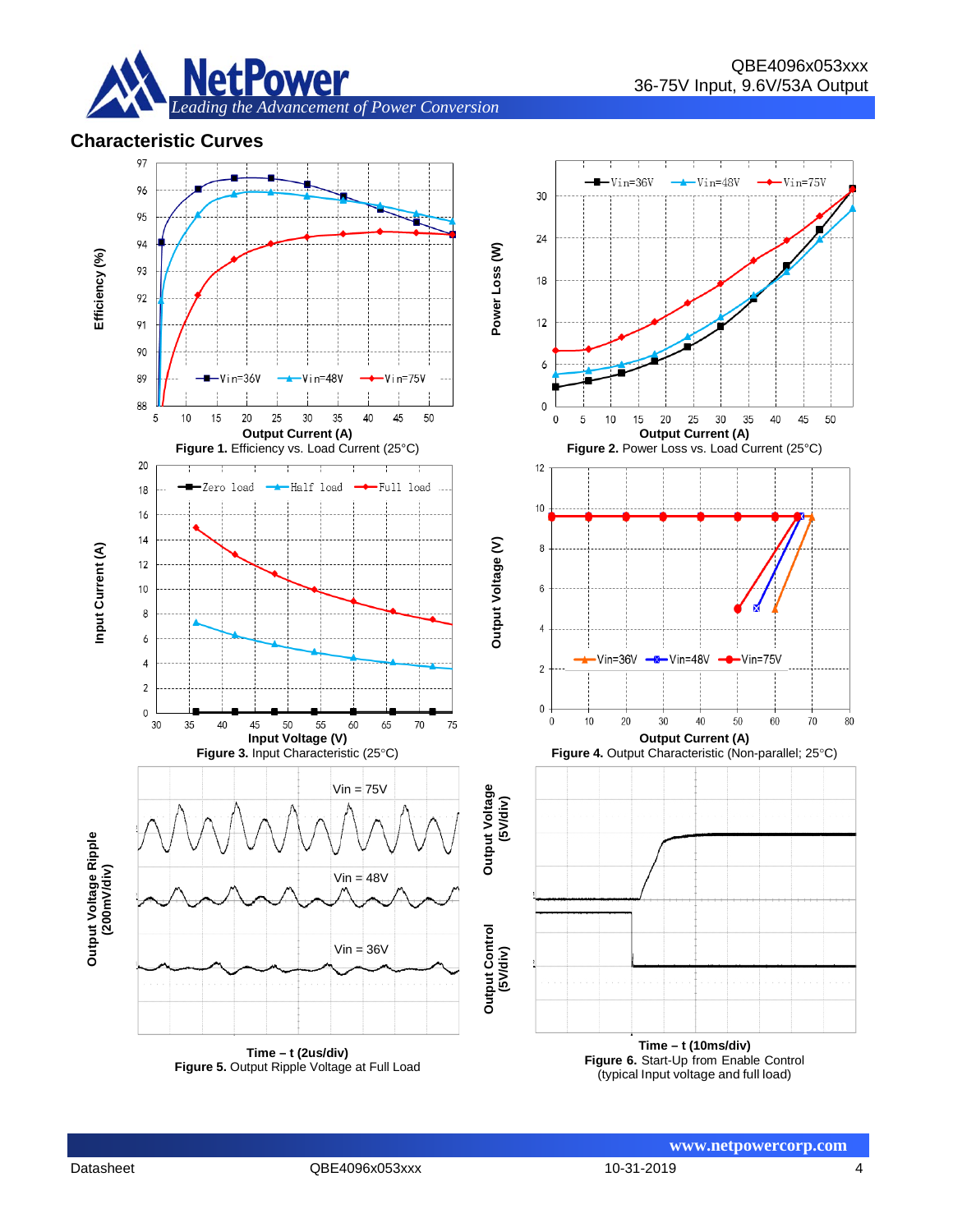## Characteristic Curves

**Figure 1.** Efficiency vs. Load Current (25°C)

**Figure 2.** Power Loss vs. Load Current (25°C)

**Figure 3.** Input Characteristic (25°C)

**Figure 4.** Output Characteristic (Non-parallel; 25°C)

**Figure 5.** Output Ripple Voltage at Full Load

**Figure 6.** Start-Up from Enable Control (typical Input voltage and full load)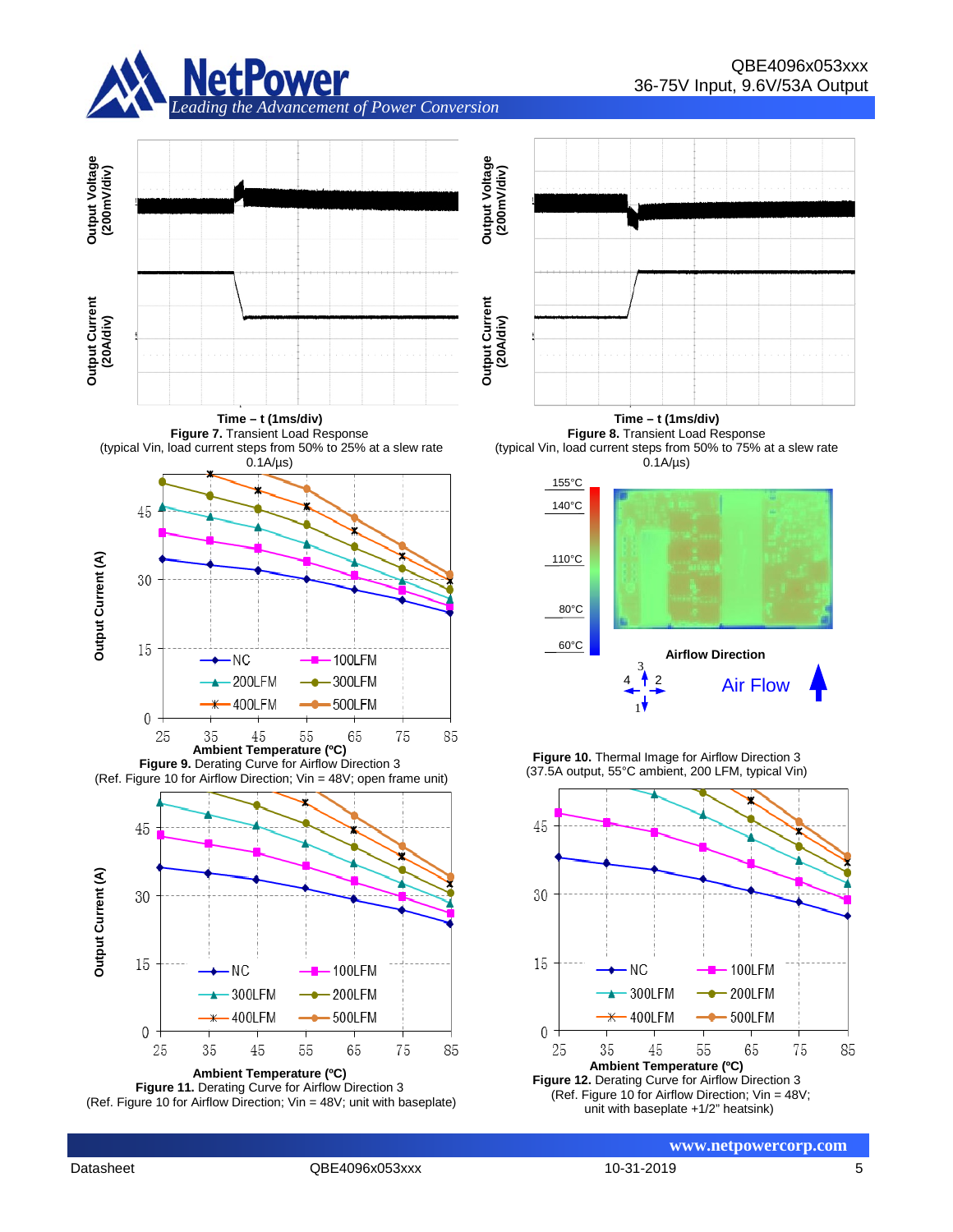Time – t (1ms/div)

**Figure 7.** Transient Load Response
(typical Vin, load current steps from 50% to 25% at a slew rate 0.1A/µs)

Time – t (1ms/div)

**Figure 8.** Transient Load Response
(typical Vin, load current steps from 50% to 75% at a slew rate 0.1A/µs)

**Figure 9.** Derating Curve for Airflow Direction 3
(Ref. Figure 10 for Airflow Direction; Vin = 48V; open frame unit)

**Figure 10.** Thermal Image for Airflow Direction 3
(37.5A output, 55°C ambient, 200 LFM, typical Vin)

**Figure 11.** Derating Curve for Airflow Direction 3
(Ref. Figure 10 for Airflow Direction; Vin = 48V; unit with baseplate)

**Figure 12.** Derating Curve for Airflow Direction 3
(Ref. Figure 10 for Airflow Direction; Vin = 48V; unit with baseplate +1/2" heatsink)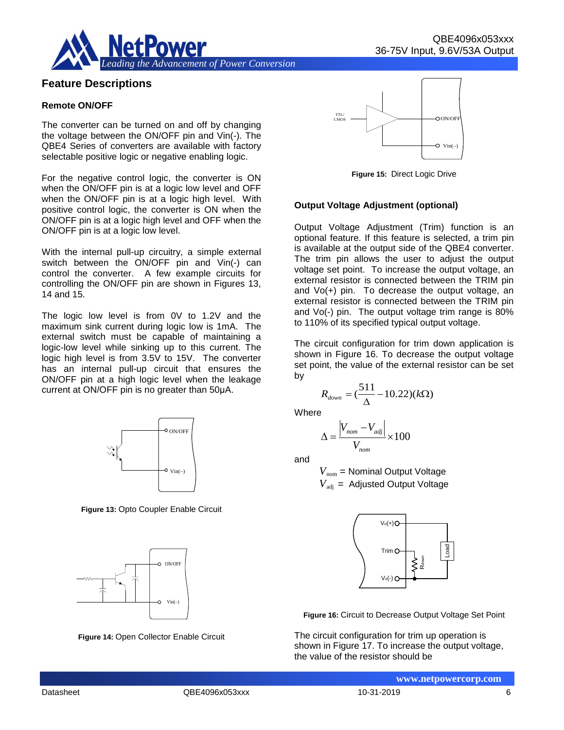## Feature Descriptions

### Remote ON/OFF

The converter can be turned on and off by changing the voltage between the ON/OFF pin and Vin(-). The QBE4 Series of converters are available with factory selectable positive logic or negative enabling logic.

For the negative control logic, the converter is ON when the ON/OFF pin is at a logic low level and OFF when the ON/OFF pin is at a logic high level. With positive control logic, the converter is ON when the ON/OFF pin is at a logic high level and OFF when the ON/OFF pin is at a logic low level.

With the internal pull-up circuitry, a simple external switch between the ON/OFF pin and Vin(-) can control the converter. A few example circuits for controlling the ON/OFF pin are shown in Figures 13, 14 and 15.

The logic low level is from 0V to 1.2V and the maximum sink current during logic low is 1mA. The external switch must be capable of maintaining a logic-low level while sinking up to this current. The logic high level is from 3.5V to 15V. The converter has an internal pull-up circuit that ensures the ON/OFF pin at a high logic level when the leakage current at ON/OFF pin is no greater than 50μA.

**Figure 13:** Opto Coupler Enable Circuit

**Figure 14:** Open Collector Enable Circuit

**Figure 15:** Direct Logic Drive

### Output Voltage Adjustment (optional)

Output Voltage Adjustment (Trim) function is an optional feature. If this feature is selected, a trim pin is available at the output side of the QBE4 converter. The trim pin allows the user to adjust the output voltage set point. To increase the output voltage, an external resistor is connected between the TRIM pin and Vo(+) pin. To decrease the output voltage, an external resistor is connected between the TRIM pin and Vo(-) pin. The output voltage trim range is 80% to 110% of its specified typical output voltage.

The circuit configuration for trim down application is shown in Figure 16. To decrease the output voltage set point, the value of the external resistor can be set by

$$R_{down} = (\frac{511}{\Delta} - 10.22)(k\Omega)$$

Where

$$\Delta = \frac{|V_{nom} - V_{adj}|}{V_{nom}} \times 100$$

and

$V_{nom}$ = Nominal Output Voltage
$V_{adj}$ = Adjusted Output Voltage

**Figure 16:** Circuit to Decrease Output Voltage Set Point

The circuit configuration for trim up operation is shown in Figure 17. To increase the output voltage, the value of the resistor should be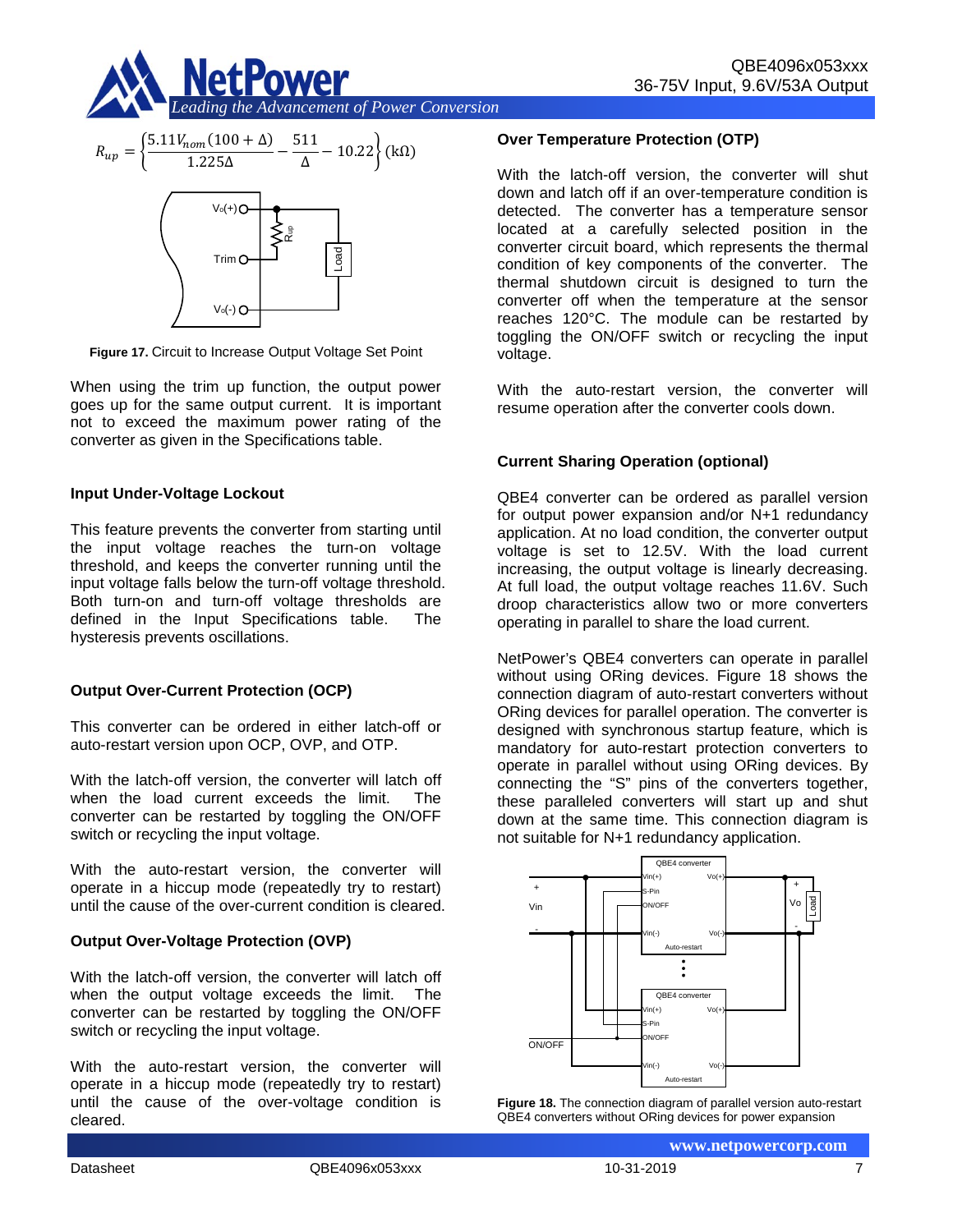$$R_{up} = \left\{ \frac{5.11 V_{nom}(100+\Delta)}{1.225\Delta} - \frac{511}{\Delta} - 10.22 \right\} (\text{k}\Omega)$$

**Figure 17.** Circuit to Increase Output Voltage Set Point

When using the trim up function, the output power goes up for the same output current. It is important not to exceed the maximum power rating of the converter as given in the Specifications table.

### Input Under-Voltage Lockout

This feature prevents the converter from starting until the input voltage reaches the turn-on voltage threshold, and keeps the converter running until the input voltage falls below the turn-off voltage threshold. Both turn-on and turn-off voltage thresholds are defined in the Input Specifications table. The hysteresis prevents oscillations.

### Output Over-Current Protection (OCP)

This converter can be ordered in either latch-off or auto-restart version upon OCP, OVP, and OTP.

With the latch-off version, the converter will latch off when the load current exceeds the limit. The converter can be restarted by toggling the ON/OFF switch or recycling the input voltage.

With the auto-restart version, the converter will operate in a hiccup mode (repeatedly try to restart) until the cause of the over-current condition is cleared.

### Output Over-Voltage Protection (OVP)

With the latch-off version, the converter will latch off when the output voltage exceeds the limit. The converter can be restarted by toggling the ON/OFF switch or recycling the input voltage.

With the auto-restart version, the converter will operate in a hiccup mode (repeatedly try to restart) until the cause of the over-voltage condition is cleared.

### Over Temperature Protection (OTP)

With the latch-off version, the converter will shut down and latch off if an over-temperature condition is detected. The converter has a temperature sensor located at a carefully selected position in the converter circuit board, which represents the thermal condition of key components of the converter. The thermal shutdown circuit is designed to turn the converter off when the temperature at the sensor reaches 120°C. The module can be restarted by toggling the ON/OFF switch or recycling the input voltage.

With the auto-restart version, the converter will resume operation after the converter cools down.

### Current Sharing Operation (optional)

QBE4 converter can be ordered as parallel version for output power expansion and/or N+1 redundancy application. At no load condition, the converter output voltage is set to 12.5V. With the load current increasing, the output voltage is linearly decreasing. At full load, the output voltage reaches 11.6V. Such droop characteristics allow two or more converters operating in parallel to share the load current.

NetPower's QBE4 converters can operate in parallel without using ORing devices. Figure 18 shows the connection diagram of auto-restart converters without ORing devices for parallel operation. The converter is designed with synchronous startup feature, which is mandatory for auto-restart protection converters to operate in parallel without using ORing devices. By connecting the "S" pins of the converters together, these paralleled converters will start up and shut down at the same time. This connection diagram is not suitable for N+1 redundancy application.

**Figure 18.** The connection diagram of parallel version auto-restart QBE4 converters without ORing devices for power expansion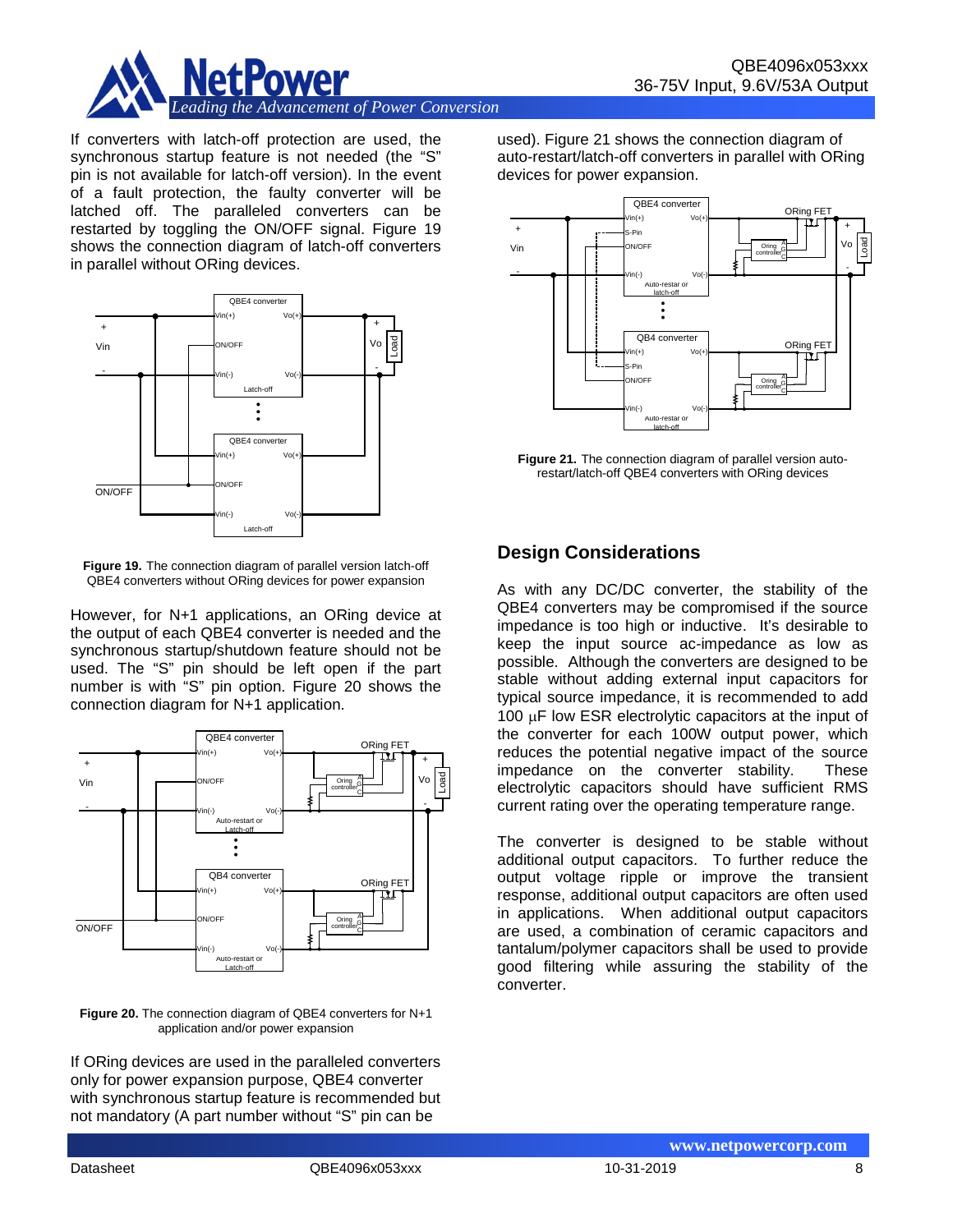If converters with latch-off protection are used, the synchronous startup feature is not needed (the "S" pin is not available for latch-off version). In the event of a fault protection, the faulty converter will be latched off. The paralleled converters can be restarted by toggling the ON/OFF signal. Figure 19 shows the connection diagram of latch-off converters in parallel without ORing devices.

**Figure 19.** The connection diagram of parallel version latch-off QBE4 converters without ORing devices for power expansion

However, for N+1 applications, an ORing device at the output of each QBE4 converter is needed and the synchronous startup/shutdown feature should not be used. The "S" pin should be left open if the part number is with "S" pin option. Figure 20 shows the connection diagram for N+1 application.

**Figure 20.** The connection diagram of QBE4 converters for N+1 application and/or power expansion

If ORing devices are used in the paralleled converters only for power expansion purpose, QBE4 converter with synchronous startup feature is recommended but not mandatory (A part number without "S" pin can be used). Figure 21 shows the connection diagram of auto-restart/latch-off converters in parallel with ORing devices for power expansion.

**Figure 21.** The connection diagram of parallel version auto-restart/latch-off QBE4 converters with ORing devices

## Design Considerations

As with any DC/DC converter, the stability of the QBE4 converters may be compromised if the source impedance is too high or inductive. It's desirable to keep the input source ac-impedance as low as possible. Although the converters are designed to be stable without adding external input capacitors for typical source impedance, it is recommended to add 100 μF low ESR electrolytic capacitors at the input of the converter for each 100W output power, which reduces the potential negative impact of the source impedance on the converter stability. These electrolytic capacitors should have sufficient RMS current rating over the operating temperature range.

The converter is designed to be stable without additional output capacitors. To further reduce the output voltage ripple or improve the transient response, additional output capacitors are often used in applications. When additional output capacitors are used, a combination of ceramic capacitors and tantalum/polymer capacitors shall be used to provide good filtering while assuring the stability of the converter.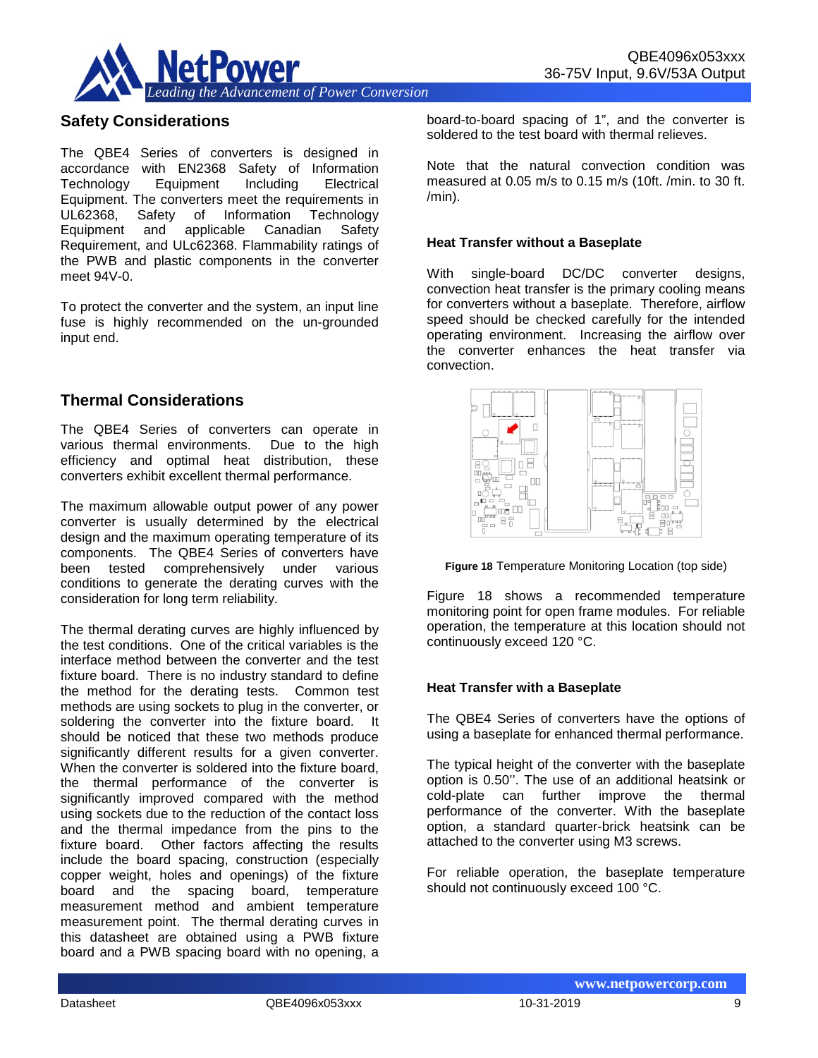## Safety Considerations

The QBE4 Series of converters is designed in accordance with EN2368 Safety of Information Technology Equipment Including Electrical Equipment. The converters meet the requirements in UL62368, Safety of Information Technology Equipment and applicable Canadian Safety Requirement, and ULc62368. Flammability ratings of the PWB and plastic components in the converter meet 94V-0.

To protect the converter and the system, an input line fuse is highly recommended on the un-grounded input end.

## Thermal Considerations

The QBE4 Series of converters can operate in various thermal environments. Due to the high efficiency and optimal heat distribution, these converters exhibit excellent thermal performance.

The maximum allowable output power of any power converter is usually determined by the electrical design and the maximum operating temperature of its components. The QBE4 Series of converters have been tested comprehensively under various conditions to generate the derating curves with the consideration for long term reliability.

The thermal derating curves are highly influenced by the test conditions. One of the critical variables is the interface method between the converter and the test fixture board. There is no industry standard to define the method for the derating tests. Common test methods are using sockets to plug in the converter, or soldering the converter into the fixture board. It should be noticed that these two methods produce significantly different results for a given converter. When the converter is soldered into the fixture board, the thermal performance of the converter is significantly improved compared with the method using sockets due to the reduction of the contact loss and the thermal impedance from the pins to the fixture board. Other factors affecting the results include the board spacing, construction (especially copper weight, holes and openings) of the fixture board and the spacing board, temperature measurement method and ambient temperature measurement point. The thermal derating curves in this datasheet are obtained using a PWB fixture board and a PWB spacing board with no opening, a board-to-board spacing of 1", and the converter is soldered to the test board with thermal relieves.

Note that the natural convection condition was measured at 0.05 m/s to 0.15 m/s (10ft. /min. to 30 ft. /min).

### Heat Transfer without a Baseplate

With single-board DC/DC converter designs, convection heat transfer is the primary cooling means for converters without a baseplate. Therefore, airflow speed should be checked carefully for the intended operating environment. Increasing the airflow over the converter enhances the heat transfer via convection.

**Figure 18** Temperature Monitoring Location (top side)

Figure 18 shows a recommended temperature monitoring point for open frame modules. For reliable operation, the temperature at this location should not continuously exceed 120 °C.

### Heat Transfer with a Baseplate

The QBE4 Series of converters have the options of using a baseplate for enhanced thermal performance.

The typical height of the converter with the baseplate option is 0.50''. The use of an additional heatsink or cold-plate can further improve the thermal performance of the converter. With the baseplate option, a standard quarter-brick heatsink can be attached to the converter using M3 screws.

For reliable operation, the baseplate temperature should not continuously exceed 100 °C.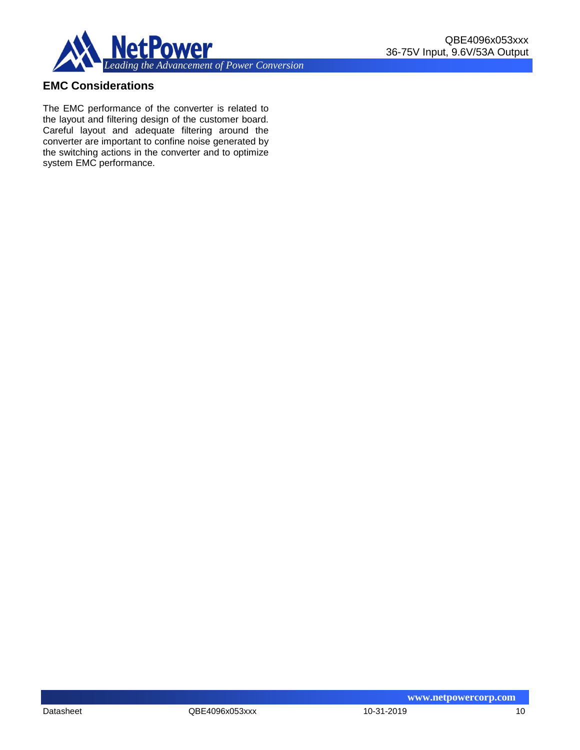## EMC Considerations

The EMC performance of the converter is related to the layout and filtering design of the customer board. Careful layout and adequate filtering around the converter are important to confine noise generated by the switching actions in the converter and to optimize system EMC performance.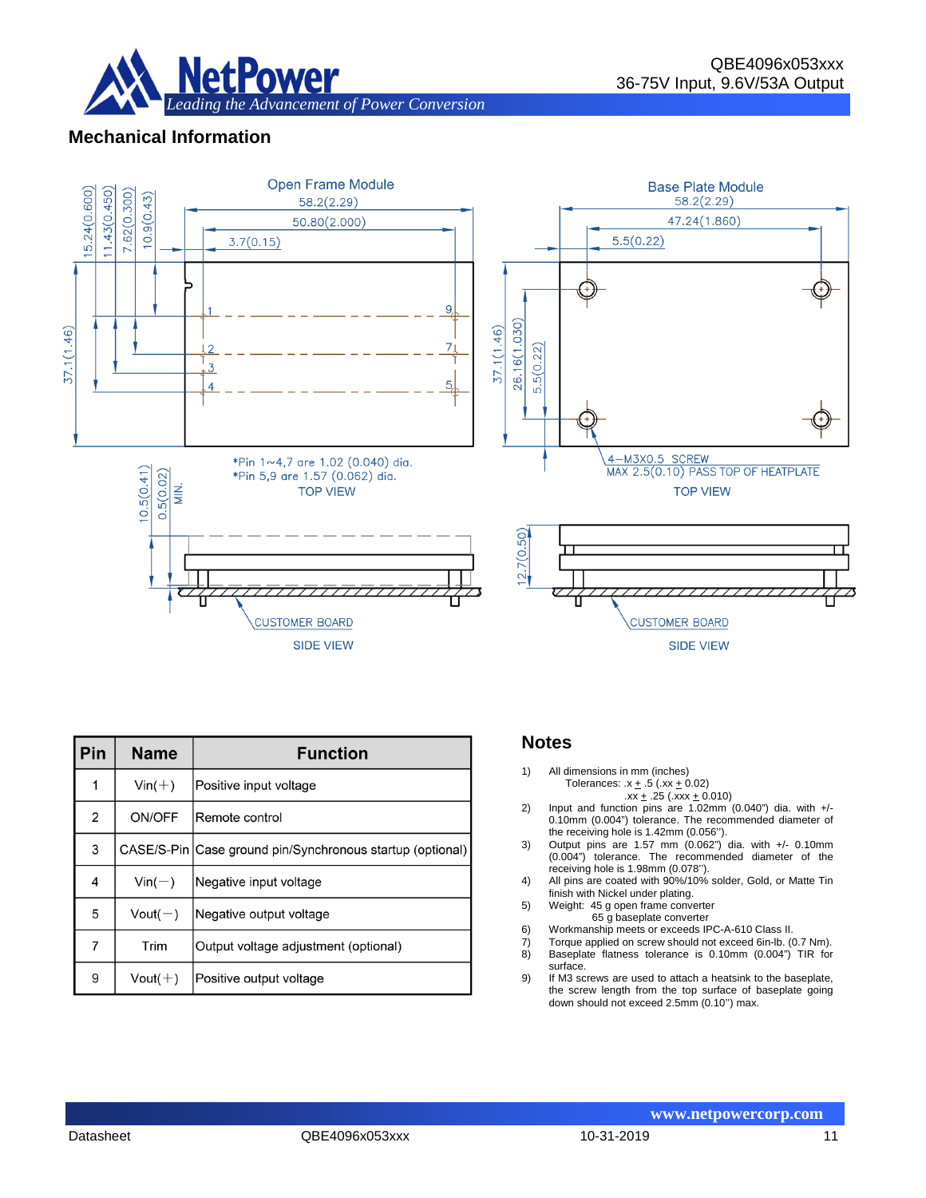## Mechanical Information

Open Frame Module

58.2(2.29)

50.80(2.000)

3.7(0.15)

15.24(0.600)

11.43(0.450)

7.62(0.300)

10.9(0.43)

37.1(1.46)

*Pin 1~4,7 are 1.02 (0.040) dia.
*Pin 5,9 are 1.57 (0.062) dia.

TOP VIEW

10.5(0.41)

0.5(0.02) MIN.

CUSTOMER BOARD

SIDE VIEW

Base Plate Module

58.2(2.29)

47.24(1.860)

5.5(0.22)

37.1(1.46)

26.16(1.030)

5.5(0.22)

4–M3X0.5 SCREW
MAX 2.5(0.10) PASS TOP OF HEATPLATE

TOP VIEW

12.7(0.50)

CUSTOMER BOARD

SIDE VIEW

| Pin | Name | Function |
|---|---|---|
| 1 | Vin(+) | Positive input voltage |
| 2 | ON/OFF | Remote control |
| 3 | CASE/S-Pin | Case ground pin/Synchronous startup (optional) |
| 4 | Vin(−) | Negative input voltage |
| 5 | Vout(−) | Negative output voltage |
| 7 | Trim | Output voltage adjustment (optional) |
| 9 | Vout(+) | Positive output voltage |

### Notes

1) All dimensions in mm (inches)
   Tolerances: .x ± .5 (.xx ± 0.02)
   .xx ± .25 (.xxx ± 0.010)
2) Input and function pins are 1.02mm (0.040") dia. with +/- 0.10mm (0.004") tolerance. The recommended diameter of the receiving hole is 1.42mm (0.056'').
3) Output pins are 1.57 mm (0.062") dia. with +/- 0.10mm (0.004") tolerance. The recommended diameter of the receiving hole is 1.98mm (0.078'').
4) All pins are coated with 90%/10% solder, Gold, or Matte Tin finish with Nickel under plating.
5) Weight: 45 g open frame converter
   65 g baseplate converter
6) Workmanship meets or exceeds IPC-A-610 Class II.
7) Torque applied on screw should not exceed 6in-lb. (0.7 Nm).
8) Baseplate flatness tolerance is 0.10mm (0.004") TIR for surface.
9) If M3 screws are used to attach a heatsink to the baseplate, the screw length from the top surface of baseplate going down should not exceed 2.5mm (0.10'') max.